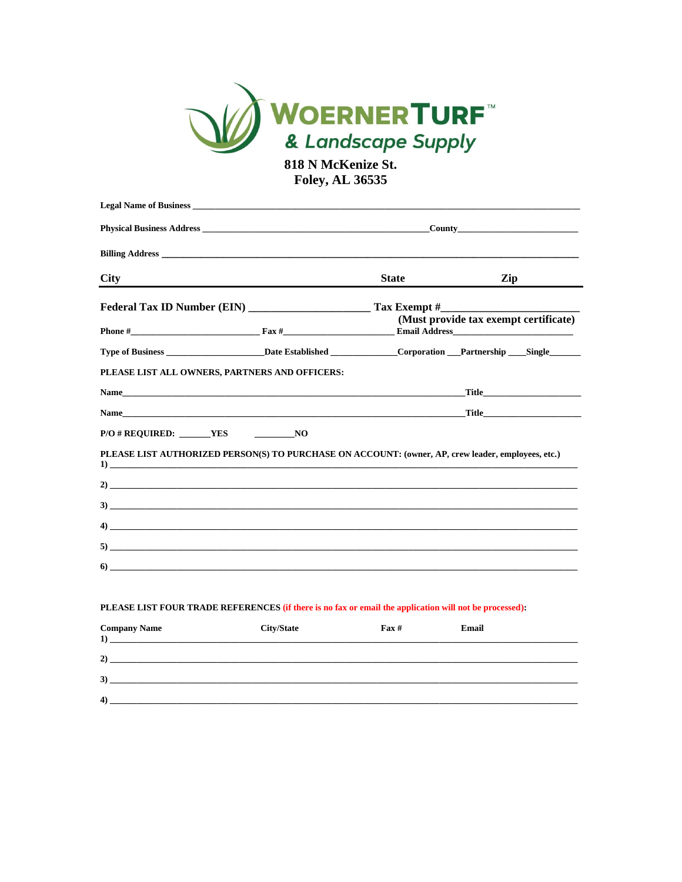# WOERNER TURF™ & Landscape Supply

**818 N McKenize St.**
**Foley, AL 36535**

**Legal Name of Business** ______________________________________________________________________

**Physical Business Address** ______________________________________ **County** ____________________

**Billing Address** ____________________________________________________________________________

**City** **State** **Zip**

---

**Federal Tax ID Number (EIN)** ____________________ **Tax Exempt #** ______________________
**(Must provide tax exempt certificate)**

**Phone #** ________________________ **Fax #** ______________________ **Email Address** ______________________

**Type of Business** ___________________ **Date Established** ______________ **Corporation** ___ **Partnership** ____ **Single** _______

**PLEASE LIST ALL OWNERS, PARTNERS AND OFFICERS:**

**Name** __________________________________________________________ **Title** ____________________

**Name** __________________________________________________________ **Title** ____________________

**P/O # REQUIRED:** ______ **YES** ________ **NO**

**PLEASE LIST AUTHORIZED PERSON(S) TO PURCHASE ON ACCOUNT: (owner, AP, crew leader, employees, etc.)**

**1)** ________________________________________________________________________________

**2)** ________________________________________________________________________________

**3)** ________________________________________________________________________________

**4)** ________________________________________________________________________________

**5)** ________________________________________________________________________________

**6)** ________________________________________________________________________________

**PLEASE LIST FOUR TRADE REFERENCES (if there is no fax or email the application will not be processed):**

| Company Name | City/State | Fax # | Email |
|---|---|---|---|
| 1) | | | |
| 2) | | | |
| 3) | | | |
| 4) | | | |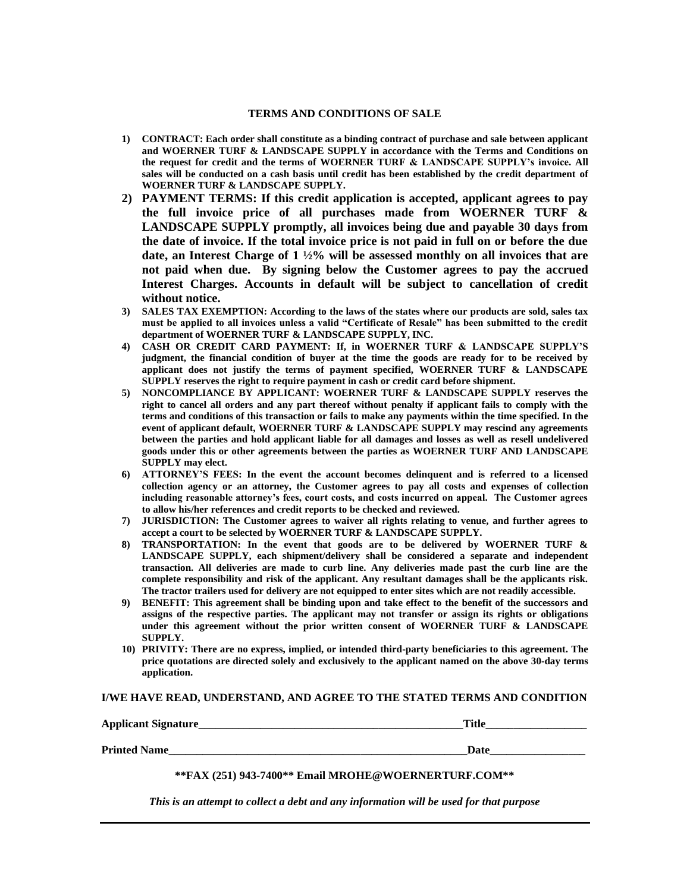## TERMS AND CONDITIONS OF SALE

1) **CONTRACT: Each order shall constitute as a binding contract of purchase and sale between applicant and WOERNER TURF & LANDSCAPE SUPPLY in accordance with the Terms and Conditions on the request for credit and the terms of WOERNER TURF & LANDSCAPE SUPPLY's invoice. All sales will be conducted on a cash basis until credit has been established by the credit department of WOERNER TURF & LANDSCAPE SUPPLY.**
2) **PAYMENT TERMS: If this credit application is accepted, applicant agrees to pay the full invoice price of all purchases made from WOERNER TURF & LANDSCAPE SUPPLY promptly, all invoices being due and payable 30 days from the date of invoice. If the total invoice price is not paid in full on or before the due date, an Interest Charge of 1 ½% will be assessed monthly on all invoices that are not paid when due. By signing below the Customer agrees to pay the accrued Interest Charges. Accounts in default will be subject to cancellation of credit without notice.**
3) **SALES TAX EXEMPTION: According to the laws of the states where our products are sold, sales tax must be applied to all invoices unless a valid "Certificate of Resale" has been submitted to the credit department of WOERNER TURF & LANDSCAPE SUPPLY, INC.**
4) **CASH OR CREDIT CARD PAYMENT: If, in WOERNER TURF & LANDSCAPE SUPPLY'S judgment, the financial condition of buyer at the time the goods are ready for to be received by applicant does not justify the terms of payment specified, WOERNER TURF & LANDSCAPE SUPPLY reserves the right to require payment in cash or credit card before shipment.**
5) **NONCOMPLIANCE BY APPLICANT: WOERNER TURF & LANDSCAPE SUPPLY reserves the right to cancel all orders and any part thereof without penalty if applicant fails to comply with the terms and conditions of this transaction or fails to make any payments within the time specified. In the event of applicant default, WOERNER TURF & LANDSCAPE SUPPLY may rescind any agreements between the parties and hold applicant liable for all damages and losses as well as resell undelivered goods under this or other agreements between the parties as WOERNER TURF AND LANDSCAPE SUPPLY may elect.**
6) **ATTORNEY'S FEES: In the event the account becomes delinquent and is referred to a licensed collection agency or an attorney, the Customer agrees to pay all costs and expenses of collection including reasonable attorney's fees, court costs, and costs incurred on appeal. The Customer agrees to allow his/her references and credit reports to be checked and reviewed.**
7) **JURISDICTION: The Customer agrees to waiver all rights relating to venue, and further agrees to accept a court to be selected by WOERNER TURF & LANDSCAPE SUPPLY.**
8) **TRANSPORTATION: In the event that goods are to be delivered by WOERNER TURF & LANDSCAPE SUPPLY, each shipment/delivery shall be considered a separate and independent transaction. All deliveries are made to curb line. Any deliveries made past the curb line are the complete responsibility and risk of the applicant. Any resultant damages shall be the applicants risk. The tractor trailers used for delivery are not equipped to enter sites which are not readily accessible.**
9) **BENEFIT: This agreement shall be binding upon and take effect to the benefit of the successors and assigns of the respective parties. The applicant may not transfer or assign its rights or obligations under this agreement without the prior written consent of WOERNER TURF & LANDSCAPE SUPPLY.**
10) **PRIVITY: There are no express, implied, or intended third-party beneficiaries to this agreement. The price quotations are directed solely and exclusively to the applicant named on the above 30-day terms application.**

**I/WE HAVE READ, UNDERSTAND, AND AGREE TO THE STATED TERMS AND CONDITION**

**Applicant Signature**\_\_\_\_\_\_\_\_\_\_\_\_\_\_\_\_\_\_\_\_\_\_\_\_\_\_\_\_\_\_\_\_\_\_\_\_\_\_\_\_\_\_\_\_\_\_\_\_ **Title**\_\_\_\_\_\_\_\_\_\_\_\_\_\_\_\_\_\_

**Printed Name**\_\_\_\_\_\_\_\_\_\_\_\_\_\_\_\_\_\_\_\_\_\_\_\_\_\_\_\_\_\_\_\_\_\_\_\_\_\_\_\_\_\_\_\_\_\_\_\_\_\_\_\_\_\_ **Date**\_\_\_\_\_\_\_\_\_\_\_\_\_\_\_\_\_

**\*\*FAX (251) 943-7400\*\* Email MROHE@WOERNERTURF.COM\*\***

***This is an attempt to collect a debt and any information will be used for that purpose***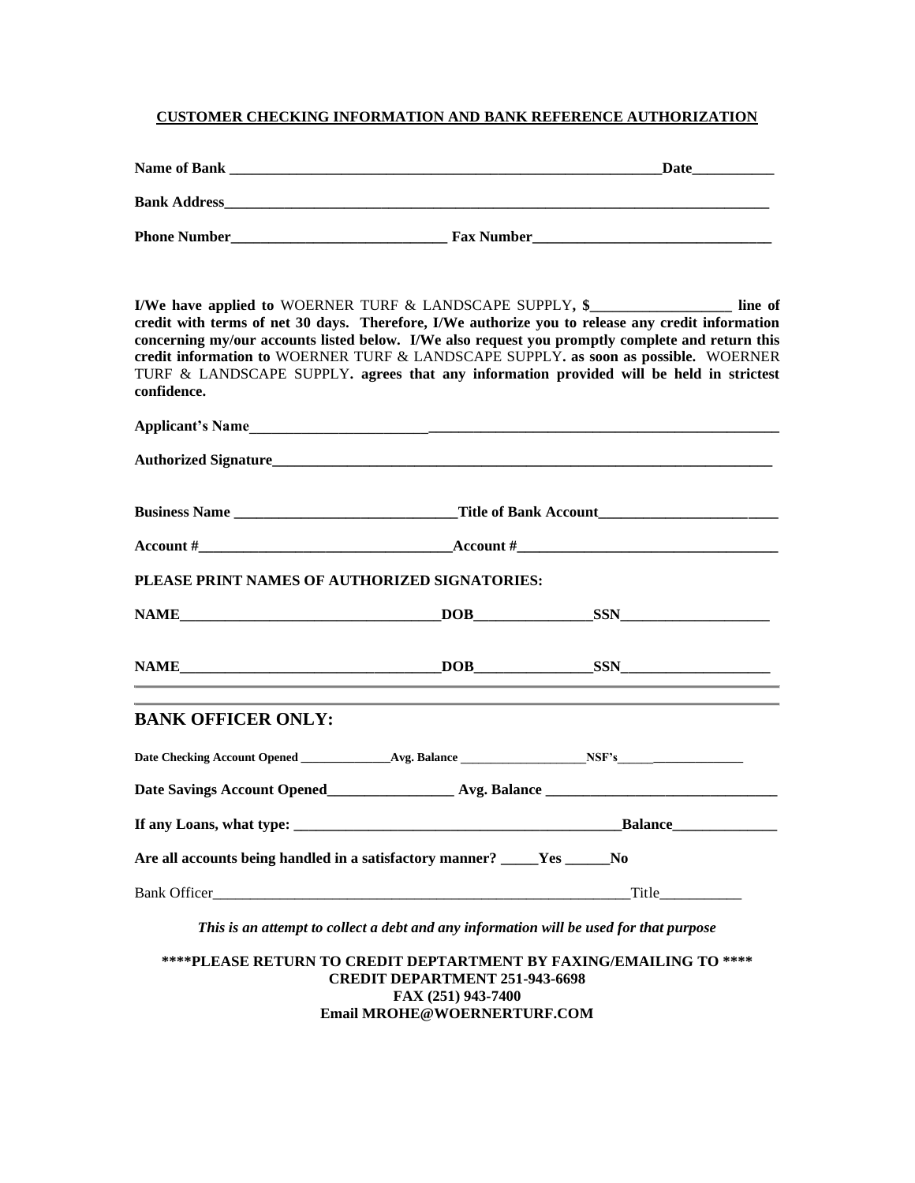**CUSTOMER CHECKING INFORMATION AND BANK REFERENCE AUTHORIZATION**

**Name of Bank** ______________________________________________________________ **Date**___________

**Bank Address**_______________________________________________________________________________

**Phone Number**_____________________________ **Fax Number**_________________________________

**I/We have applied to** WOERNER TURF & LANDSCAPE SUPPLY**, $**__________________ **line of credit with terms of net 30 days. Therefore, I/We authorize you to release any credit information concerning my/our accounts listed below. I/We also request you promptly complete and return this credit information to** WOERNER TURF & LANDSCAPE SUPPLY**. as soon as possible.** WOERNER TURF & LANDSCAPE SUPPLY**. agrees that any information provided will be held in strictest confidence.**

**Applicant's Name**_________________________________________________________________________

**Authorized Signature**_____________________________________________________________________

**Business Name** ______________________________ **Title of Bank Account**___________________________

**Account #**__________________________________ **Account #**___________________________________

**PLEASE PRINT NAMES OF AUTHORIZED SIGNATORIES:**

**NAME**___________________________________ **DOB**________________ **SSN**____________________

**NAME**___________________________________ **DOB**________________ **SSN**____________________

## BANK OFFICER ONLY:

**Date Checking Account Opened** _______________ **Avg. Balance** _____________________ **NSF's**_____________________

**Date Savings Account Opened**_________________ **Avg. Balance** _______________________________

**If any Loans, what type:** ____________________________________________ **Balance**______________

**Are all accounts being handled in a satisfactory manner?** _____**Yes** ______**No**

Bank Officer_________________________________________________________Title__________

***This is an attempt to collect a debt and any information will be used for that purpose***

**\*\*\*\*PLEASE RETURN TO CREDIT DEPTARTMENT BY FAXING/EMAILING TO \*\*\*\***
**CREDIT DEPARTMENT 251-943-6698**
**FAX (251) 943-7400**
**Email MROHE@WOERNERTURF.COM**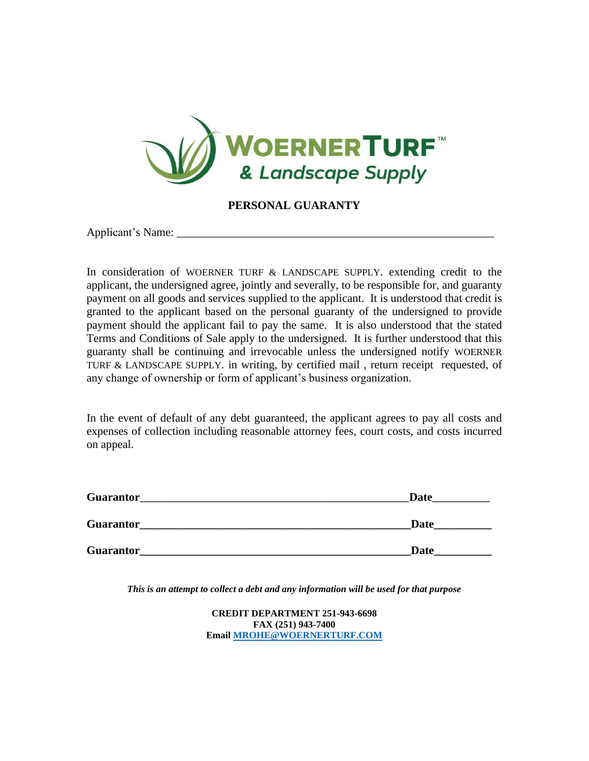**WOERNER TURF™**
*& Landscape Supply*

## PERSONAL GUARANTY

Applicant's Name: ________________________________________________________

In consideration of WOERNER TURF & LANDSCAPE SUPPLY. extending credit to the applicant, the undersigned agree, jointly and severally, to be responsible for, and guaranty payment on all goods and services supplied to the applicant. It is understood that credit is granted to the applicant based on the personal guaranty of the undersigned to provide payment should the applicant fail to pay the same. It is also understood that the stated Terms and Conditions of Sale apply to the undersigned. It is further understood that this guaranty shall be continuing and irrevocable unless the undersigned notify WOERNER TURF & LANDSCAPE SUPPLY. in writing, by certified mail , return receipt requested, of any change of ownership or form of applicant's business organization.

In the event of default of any debt guaranteed, the applicant agrees to pay all costs and expenses of collection including reasonable attorney fees, court costs, and costs incurred on appeal.

**Guarantor**________________________________________________**Date**__________

**Guarantor**________________________________________________**Date**__________

**Guarantor**________________________________________________**Date**__________

***This is an attempt to collect a debt and any information will be used for that purpose***

**CREDIT DEPARTMENT 251-943-6698**
**FAX (251) 943-7400**
**Email MROHE@WOERNERTURF.COM**